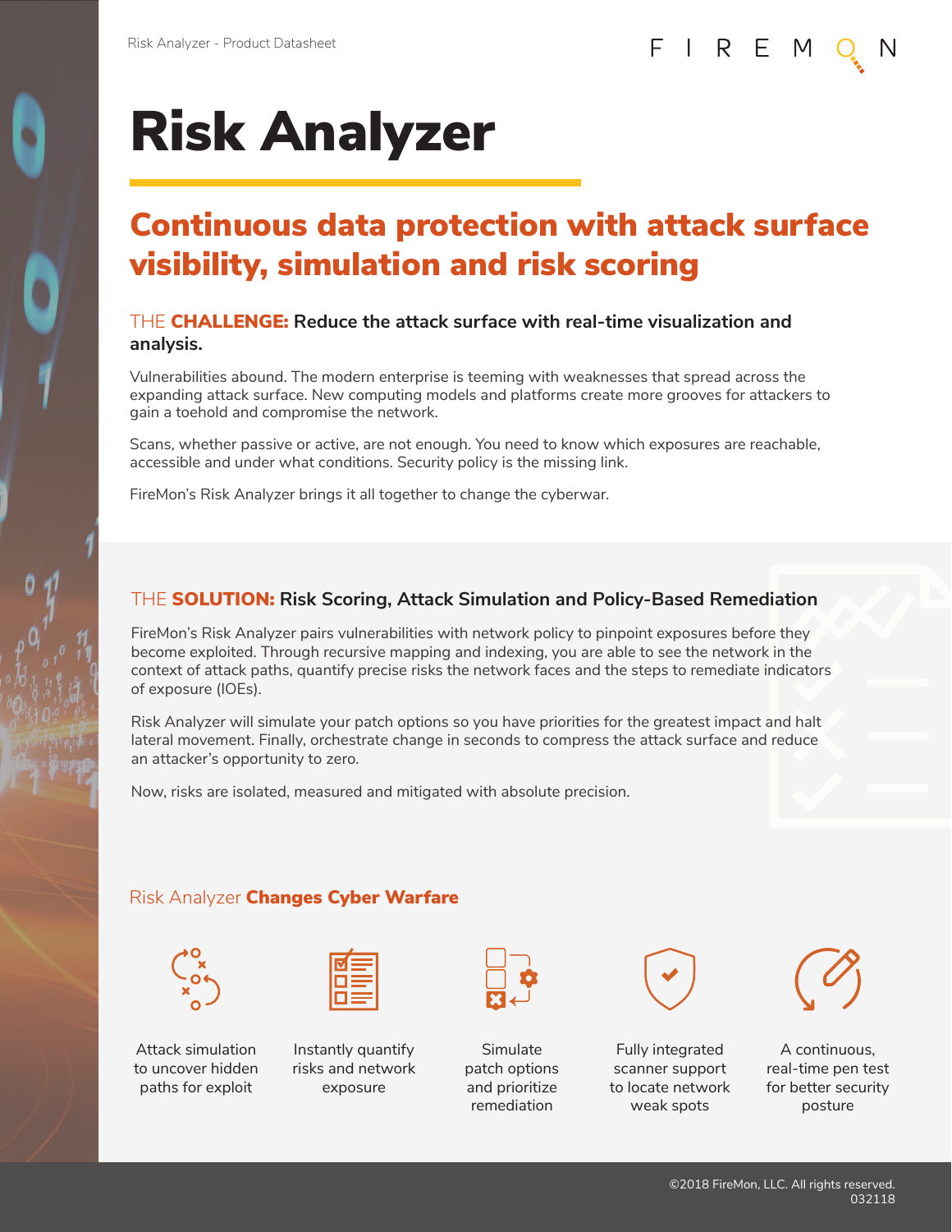# Risk Analyzer

## Continuous data protection with attack surface visibility, simulation and risk scoring

### THE **CHALLENGE:** Reduce the attack surface with real-time visualization and analysis.

Vulnerabilities abound. The modern enterprise is teeming with weaknesses that spread across the expanding attack surface. New computing models and platforms create more grooves for attackers to gain a toehold and compromise the network.

Scans, whether passive or active, are not enough. You need to know which exposures are reachable, accessible and under what conditions. Security policy is the missing link.

FireMon's Risk Analyzer brings it all together to change the cyberwar.

### THE **SOLUTION:** Risk Scoring, Attack Simulation and Policy-Based Remediation

FireMon's Risk Analyzer pairs vulnerabilities with network policy to pinpoint exposures before they become exploited. Through recursive mapping and indexing, you are able to see the network in the context of attack paths, quantify precise risks the network faces and the steps to remediate indicators of exposure (IOEs).

Risk Analyzer will simulate your patch options so you have priorities for the greatest impact and halt lateral movement. Finally, orchestrate change in seconds to compress the attack surface and reduce an attacker's opportunity to zero.

Now, risks are isolated, measured and mitigated with absolute precision.

### Risk Analyzer **Changes Cyber Warfare**

- Attack simulation to uncover hidden paths for exploit
- Instantly quantify risks and network exposure
- Simulate patch options and prioritize remediation
- Fully integrated scanner support to locate network weak spots
- A continuous, real-time pen test for better security posture

©2018 FireMon, LLC. All rights reserved.
032118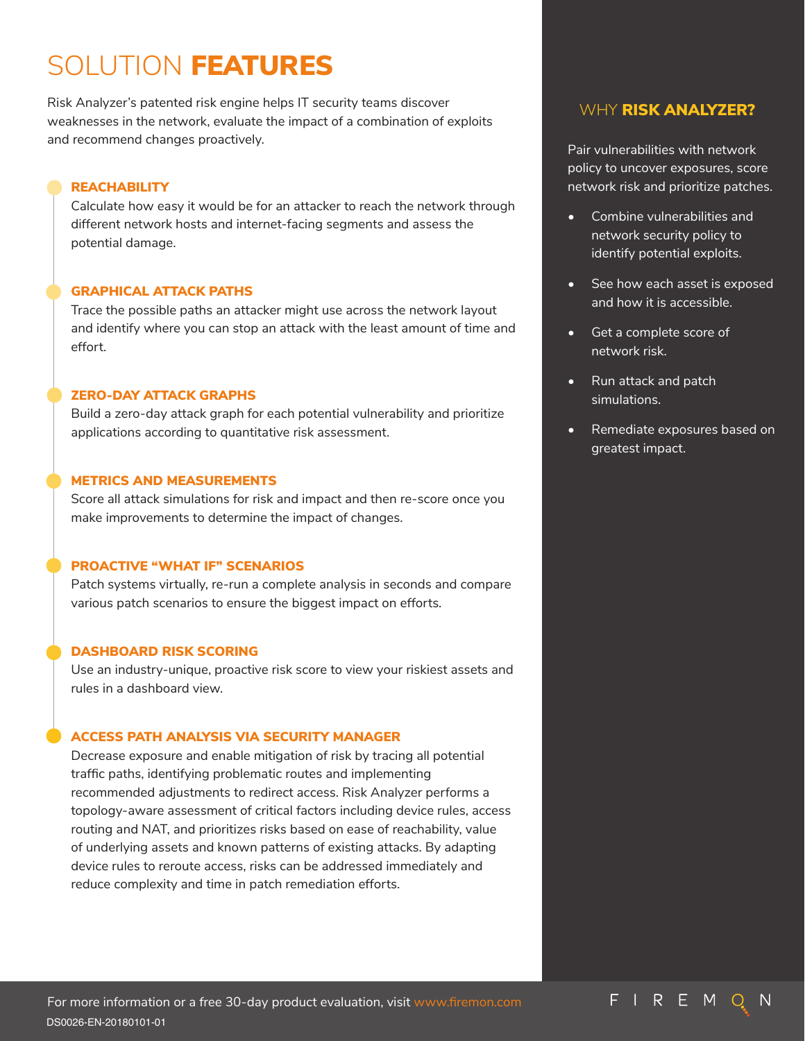# SOLUTION **FEATURES**

Risk Analyzer's patented risk engine helps IT security teams discover weaknesses in the network, evaluate the impact of a combination of exploits and recommend changes proactively.

### REACHABILITY

Calculate how easy it would be for an attacker to reach the network through different network hosts and internet-facing segments and assess the potential damage.

### GRAPHICAL ATTACK PATHS

Trace the possible paths an attacker might use across the network layout and identify where you can stop an attack with the least amount of time and effort.

### ZERO-DAY ATTACK GRAPHS

Build a zero-day attack graph for each potential vulnerability and prioritize applications according to quantitative risk assessment.

### METRICS AND MEASUREMENTS

Score all attack simulations for risk and impact and then re-score once you make improvements to determine the impact of changes.

### PROACTIVE "WHAT IF" SCENARIOS

Patch systems virtually, re-run a complete analysis in seconds and compare various patch scenarios to ensure the biggest impact on efforts.

### DASHBOARD RISK SCORING

Use an industry-unique, proactive risk score to view your riskiest assets and rules in a dashboard view.

### ACCESS PATH ANALYSIS VIA SECURITY MANAGER

Decrease exposure and enable mitigation of risk by tracing all potential traffic paths, identifying problematic routes and implementing recommended adjustments to redirect access. Risk Analyzer performs a topology-aware assessment of critical factors including device rules, access routing and NAT, and prioritizes risks based on ease of reachability, value of underlying assets and known patterns of existing attacks. By adapting device rules to reroute access, risks can be addressed immediately and reduce complexity and time in patch remediation efforts.

## WHY **RISK ANALYZER?**

Pair vulnerabilities with network policy to uncover exposures, score network risk and prioritize patches.

- Combine vulnerabilities and network security policy to identify potential exploits.
- See how each asset is exposed and how it is accessible.
- Get a complete score of network risk.
- Run attack and patch simulations.
- Remediate exposures based on greatest impact.

For more information or a free 30-day product evaluation, visit www.firemon.com

DS0026-EN-20180101-01

FIREMON